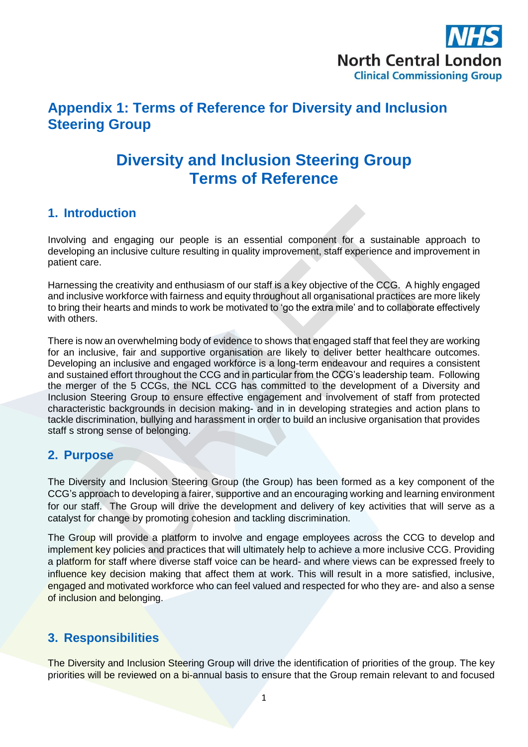## Appendix 1: Terms of Reference for Diversity and Inclusion Steering Group

# Diversity and Inclusion Steering Group Terms of Reference

## 1. Introduction

Involving and engaging our people is an essential component for a sustainable approach to developing an inclusive culture resulting in quality improvement, staff experience and improvement in patient care.

Harnessing the creativity and enthusiasm of our staff is a key objective of the CCG. A highly engaged and inclusive workforce with fairness and equity throughout all organisational practices are more likely to bring their hearts and minds to work be motivated to 'go the extra mile' and to collaborate effectively with others.

There is now an overwhelming body of evidence to shows that engaged staff that feel they are working for an inclusive, fair and supportive organisation are likely to deliver better healthcare outcomes. Developing an inclusive and engaged workforce is a long-term endeavour and requires a consistent and sustained effort throughout the CCG and in particular from the CCG's leadership team. Following the merger of the 5 CCGs, the NCL CCG has committed to the development of a Diversity and Inclusion Steering Group to ensure effective engagement and involvement of staff from protected characteristic backgrounds in decision making- and in in developing strategies and action plans to tackle discrimination, bullying and harassment in order to build an inclusive organisation that provides staff s strong sense of belonging.

## 2. Purpose

The Diversity and Inclusion Steering Group (the Group) has been formed as a key component of the CCG's approach to developing a fairer, supportive and an encouraging working and learning environment for our staff. The Group will drive the development and delivery of key activities that will serve as a catalyst for change by promoting cohesion and tackling discrimination.

The Group will provide a platform to involve and engage employees across the CCG to develop and implement key policies and practices that will ultimately help to achieve a more inclusive CCG. Providing a platform for staff where diverse staff voice can be heard- and where views can be expressed freely to influence key decision making that affect them at work. This will result in a more satisfied, inclusive, engaged and motivated workforce who can feel valued and respected for who they are- and also a sense of inclusion and belonging.

## 3. Responsibilities

The Diversity and Inclusion Steering Group will drive the identification of priorities of the group. The key priorities will be reviewed on a bi-annual basis to ensure that the Group remain relevant to and focused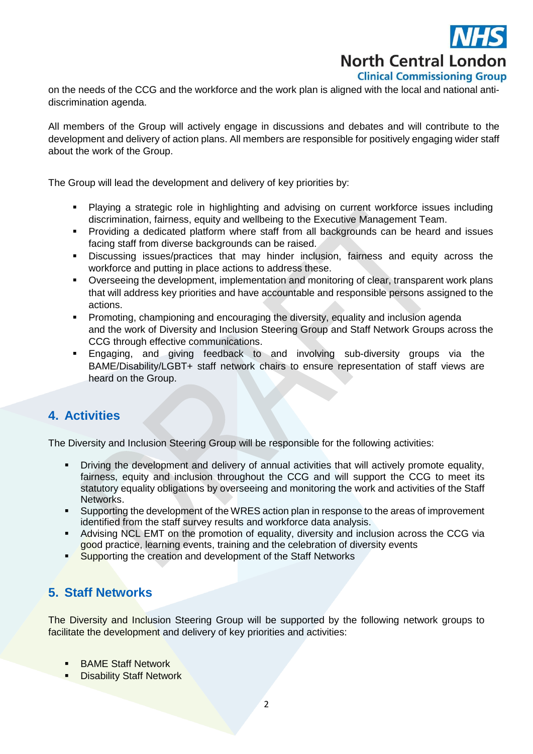on the needs of the CCG and the workforce and the work plan is aligned with the local and national anti-discrimination agenda.

All members of the Group will actively engage in discussions and debates and will contribute to the development and delivery of action plans. All members are responsible for positively engaging wider staff about the work of the Group.

The Group will lead the development and delivery of key priorities by:

- Playing a strategic role in highlighting and advising on current workforce issues including discrimination, fairness, equity and wellbeing to the Executive Management Team.
- Providing a dedicated platform where staff from all backgrounds can be heard and issues facing staff from diverse backgrounds can be raised.
- Discussing issues/practices that may hinder inclusion, fairness and equity across the workforce and putting in place actions to address these.
- Overseeing the development, implementation and monitoring of clear, transparent work plans that will address key priorities and have accountable and responsible persons assigned to the actions.
- Promoting, championing and encouraging the diversity, equality and inclusion agenda and the work of Diversity and Inclusion Steering Group and Staff Network Groups across the CCG through effective communications.
- Engaging, and giving feedback to and involving sub-diversity groups via the BAME/Disability/LGBT+ staff network chairs to ensure representation of staff views are heard on the Group.

## 4. Activities

The Diversity and Inclusion Steering Group will be responsible for the following activities:

- Driving the development and delivery of annual activities that will actively promote equality, fairness, equity and inclusion throughout the CCG and will support the CCG to meet its statutory equality obligations by overseeing and monitoring the work and activities of the Staff Networks.
- Supporting the development of the WRES action plan in response to the areas of improvement identified from the staff survey results and workforce data analysis.
- Advising NCL EMT on the promotion of equality, diversity and inclusion across the CCG via good practice, learning events, training and the celebration of diversity events
- Supporting the creation and development of the Staff Networks

## 5. Staff Networks

The Diversity and Inclusion Steering Group will be supported by the following network groups to facilitate the development and delivery of key priorities and activities:

- BAME Staff Network
- Disability Staff Network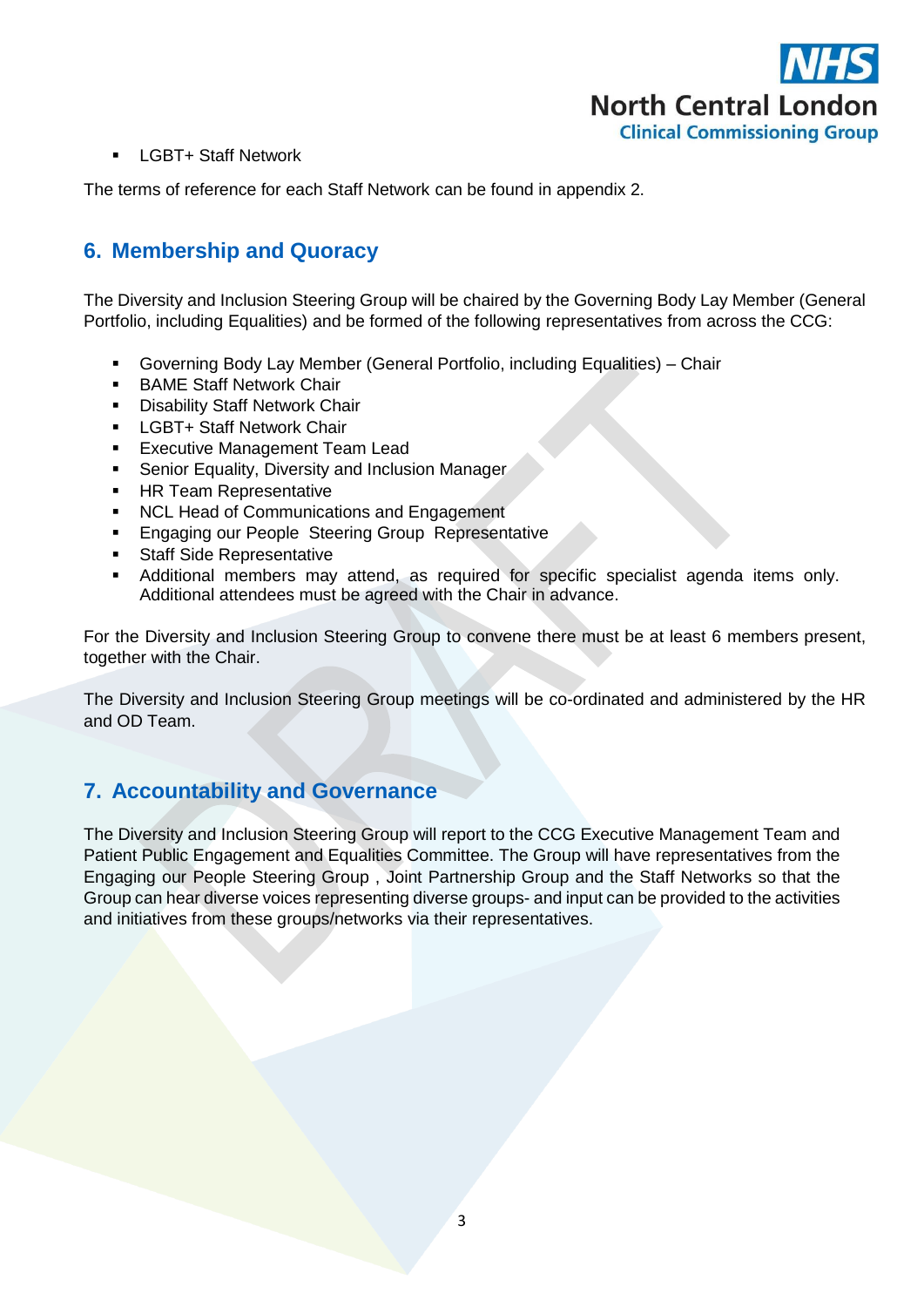- LGBT+ Staff Network

The terms of reference for each Staff Network can be found in appendix 2.

## 6. Membership and Quoracy

The Diversity and Inclusion Steering Group will be chaired by the Governing Body Lay Member (General Portfolio, including Equalities) and be formed of the following representatives from across the CCG:

- Governing Body Lay Member (General Portfolio, including Equalities) – Chair
- BAME Staff Network Chair
- Disability Staff Network Chair
- LGBT+ Staff Network Chair
- Executive Management Team Lead
- Senior Equality, Diversity and Inclusion Manager
- HR Team Representative
- NCL Head of Communications and Engagement
- Engaging our People Steering Group Representative
- Staff Side Representative
- Additional members may attend, as required for specific specialist agenda items only. Additional attendees must be agreed with the Chair in advance.

For the Diversity and Inclusion Steering Group to convene there must be at least 6 members present, together with the Chair.

The Diversity and Inclusion Steering Group meetings will be co-ordinated and administered by the HR and OD Team.

## 7. Accountability and Governance

The Diversity and Inclusion Steering Group will report to the CCG Executive Management Team and Patient Public Engagement and Equalities Committee. The Group will have representatives from the Engaging our People Steering Group , Joint Partnership Group and the Staff Networks so that the Group can hear diverse voices representing diverse groups- and input can be provided to the activities and initiatives from these groups/networks via their representatives.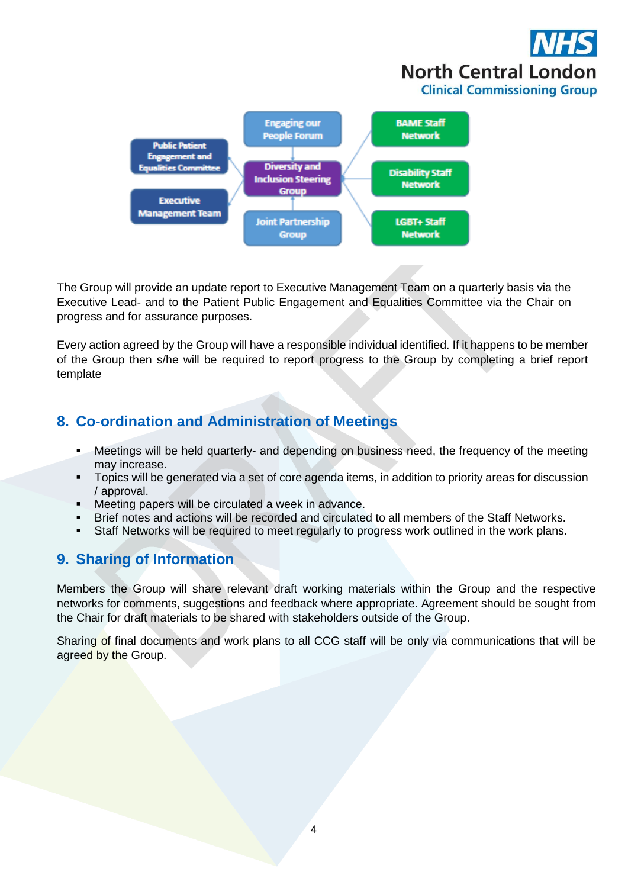Public Patient Engagement and Equalities Committee

Executive Management Team

Engaging our People Forum

Diversity and Inclusion Steering Group

Joint Partnership Group

BAME Staff Network

Disability Staff Network

LGBT+ Staff Network

The Group will provide an update report to Executive Management Team on a quarterly basis via the Executive Lead- and to the Patient Public Engagement and Equalities Committee via the Chair on progress and for assurance purposes.

Every action agreed by the Group will have a responsible individual identified. If it happens to be member of the Group then s/he will be required to report progress to the Group by completing a brief report template

## 8. Co-ordination and Administration of Meetings

- Meetings will be held quarterly- and depending on business need, the frequency of the meeting may increase.
- Topics will be generated via a set of core agenda items, in addition to priority areas for discussion / approval.
- Meeting papers will be circulated a week in advance.
- Brief notes and actions will be recorded and circulated to all members of the Staff Networks.
- Staff Networks will be required to meet regularly to progress work outlined in the work plans.

## 9. Sharing of Information

Members the Group will share relevant draft working materials within the Group and the respective networks for comments, suggestions and feedback where appropriate. Agreement should be sought from the Chair for draft materials to be shared with stakeholders outside of the Group.

Sharing of final documents and work plans to all CCG staff will be only via communications that will be agreed by the Group.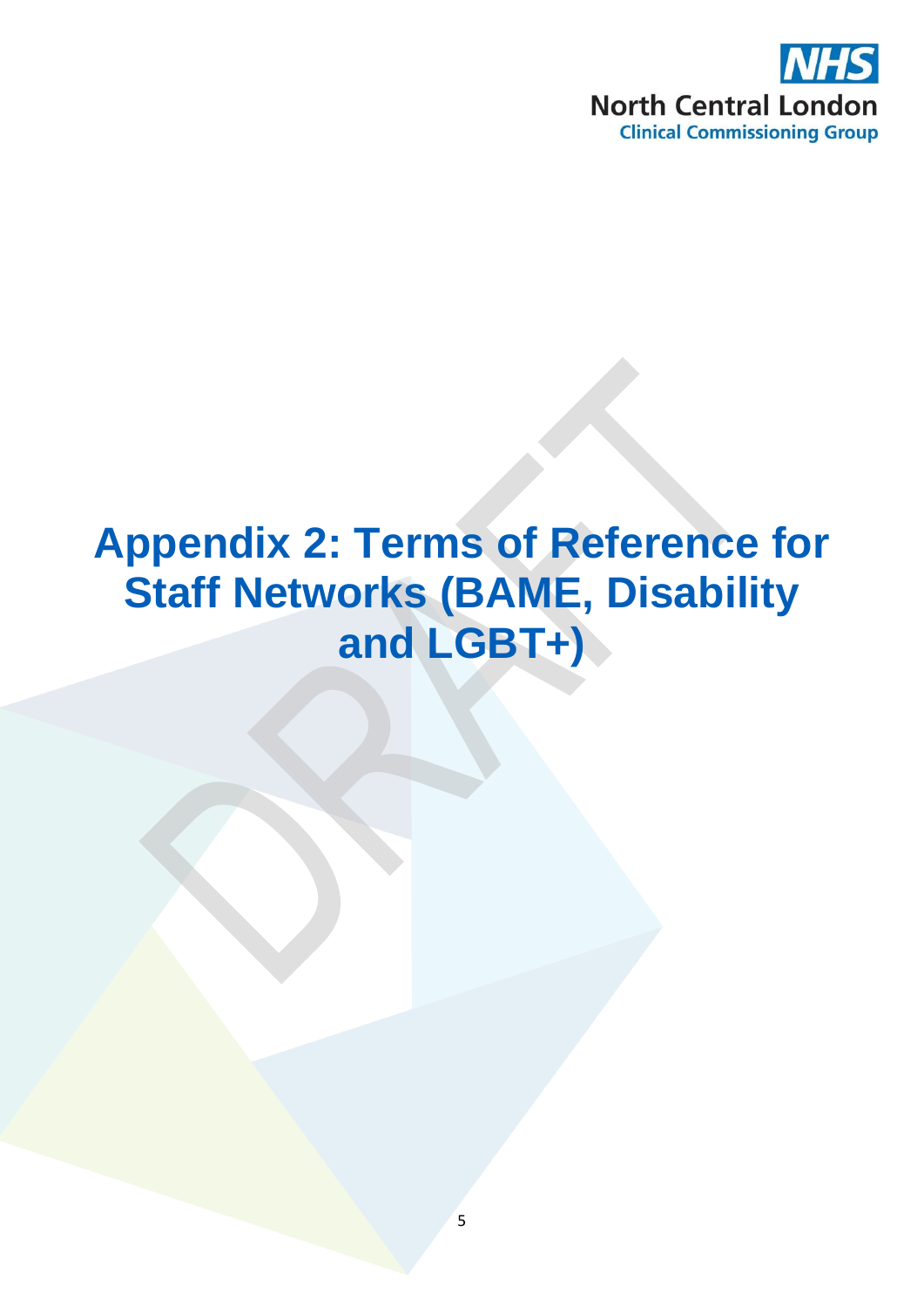# Appendix 2: Terms of Reference for Staff Networks (BAME, Disability and LGBT+)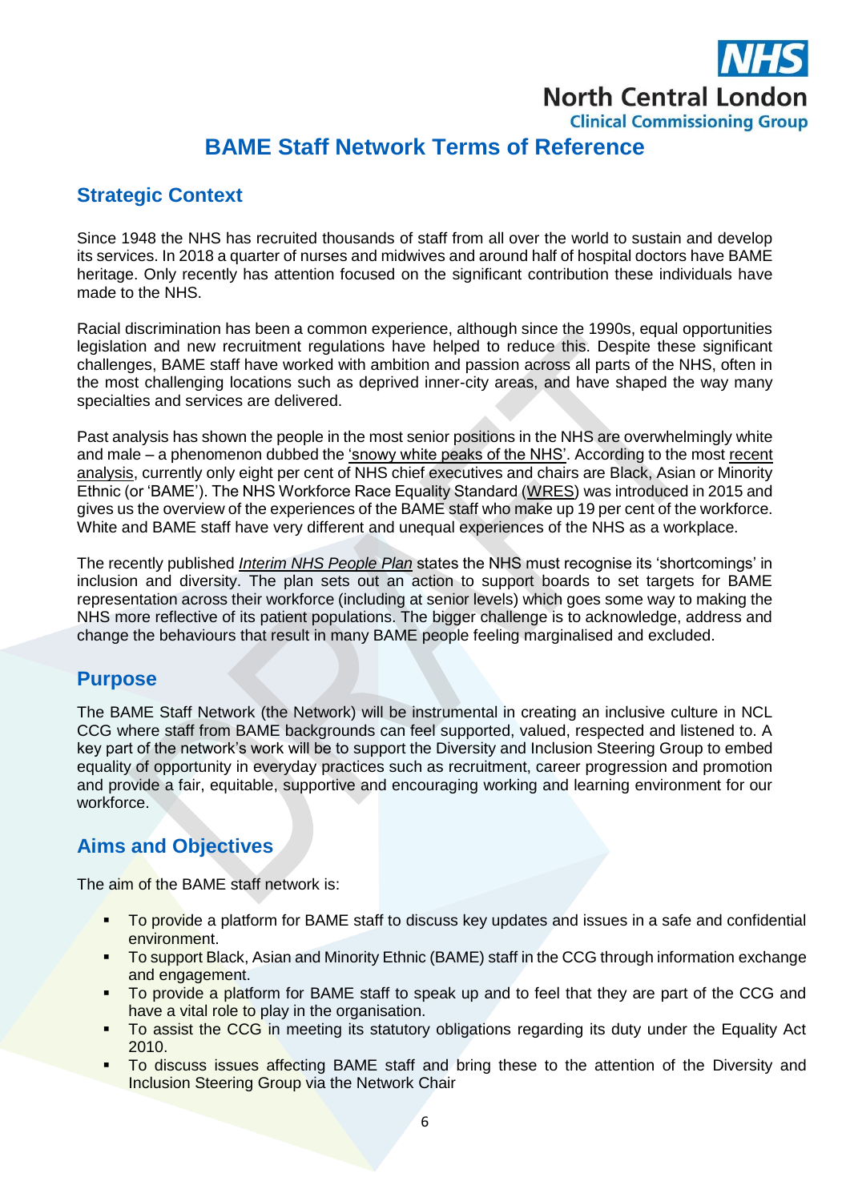# BAME Staff Network Terms of Reference

## Strategic Context

Since 1948 the NHS has recruited thousands of staff from all over the world to sustain and develop its services. In 2018 a quarter of nurses and midwives and around half of hospital doctors have BAME heritage. Only recently has attention focused on the significant contribution these individuals have made to the NHS.

Racial discrimination has been a common experience, although since the 1990s, equal opportunities legislation and new recruitment regulations have helped to reduce this. Despite these significant challenges, BAME staff have worked with ambition and passion across all parts of the NHS, often in the most challenging locations such as deprived inner-city areas, and have shaped the way many specialties and services are delivered.

Past analysis has shown the people in the most senior positions in the NHS are overwhelmingly white and male – a phenomenon dubbed the 'snowy white peaks of the NHS'. According to the most recent analysis, currently only eight per cent of NHS chief executives and chairs are Black, Asian or Minority Ethnic (or 'BAME'). The NHS Workforce Race Equality Standard (WRES) was introduced in 2015 and gives us the overview of the experiences of the BAME staff who make up 19 per cent of the workforce. White and BAME staff have very different and unequal experiences of the NHS as a workplace.

The recently published *Interim NHS People Plan* states the NHS must recognise its 'shortcomings' in inclusion and diversity. The plan sets out an action to support boards to set targets for BAME representation across their workforce (including at senior levels) which goes some way to making the NHS more reflective of its patient populations. The bigger challenge is to acknowledge, address and change the behaviours that result in many BAME people feeling marginalised and excluded.

## Purpose

The BAME Staff Network (the Network) will be instrumental in creating an inclusive culture in NCL CCG where staff from BAME backgrounds can feel supported, valued, respected and listened to. A key part of the network's work will be to support the Diversity and Inclusion Steering Group to embed equality of opportunity in everyday practices such as recruitment, career progression and promotion and provide a fair, equitable, supportive and encouraging working and learning environment for our workforce.

## Aims and Objectives

The aim of the BAME staff network is:

- To provide a platform for BAME staff to discuss key updates and issues in a safe and confidential environment.
- To support Black, Asian and Minority Ethnic (BAME) staff in the CCG through information exchange and engagement.
- To provide a platform for BAME staff to speak up and to feel that they are part of the CCG and have a vital role to play in the organisation.
- To assist the CCG in meeting its statutory obligations regarding its duty under the Equality Act 2010.
- To discuss issues affecting BAME staff and bring these to the attention of the Diversity and Inclusion Steering Group via the Network Chair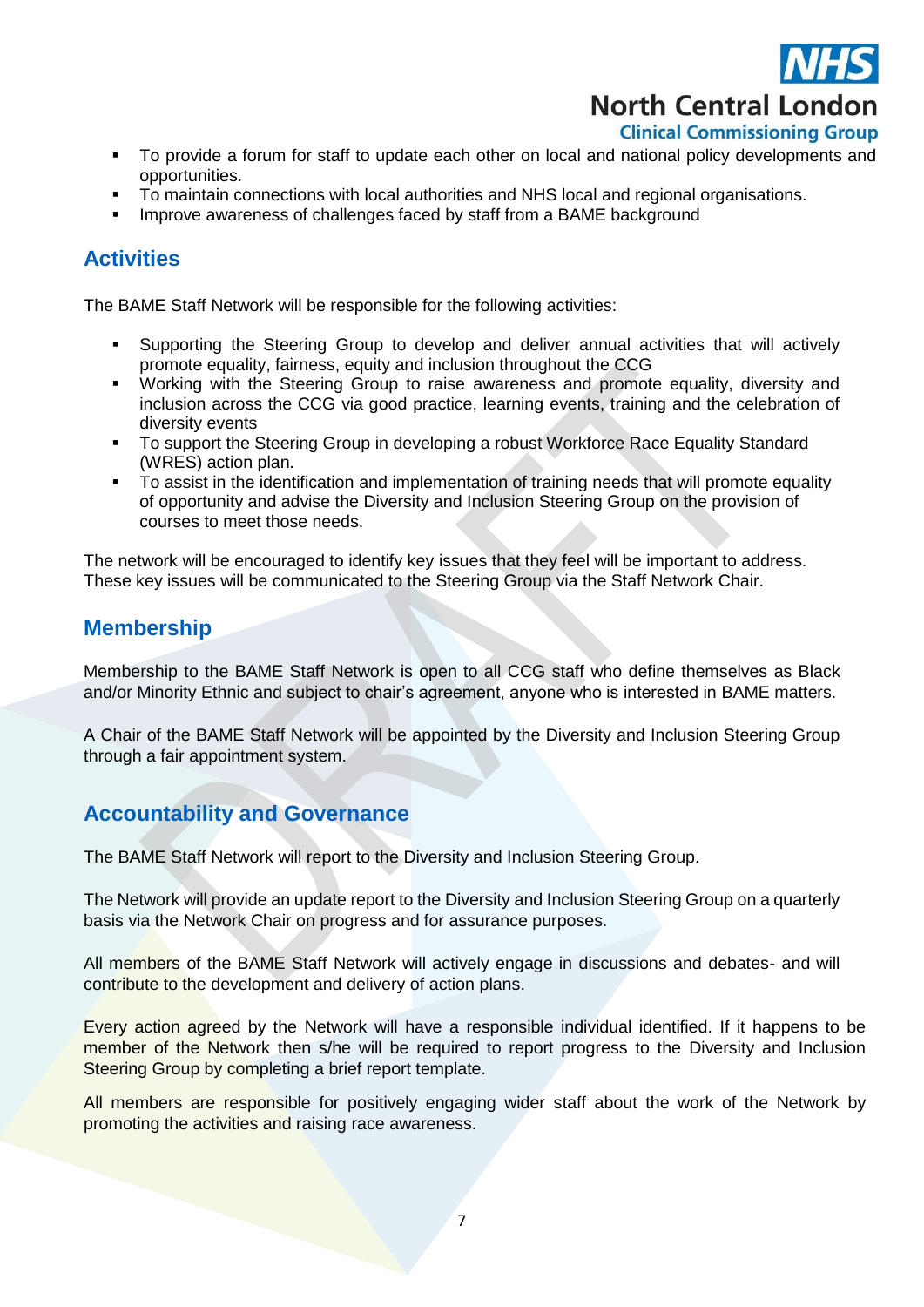- To provide a forum for staff to update each other on local and national policy developments and opportunities.
- To maintain connections with local authorities and NHS local and regional organisations.
- Improve awareness of challenges faced by staff from a BAME background

## Activities

The BAME Staff Network will be responsible for the following activities:

- Supporting the Steering Group to develop and deliver annual activities that will actively promote equality, fairness, equity and inclusion throughout the CCG
- Working with the Steering Group to raise awareness and promote equality, diversity and inclusion across the CCG via good practice, learning events, training and the celebration of diversity events
- To support the Steering Group in developing a robust Workforce Race Equality Standard (WRES) action plan.
- To assist in the identification and implementation of training needs that will promote equality of opportunity and advise the Diversity and Inclusion Steering Group on the provision of courses to meet those needs.

The network will be encouraged to identify key issues that they feel will be important to address. These key issues will be communicated to the Steering Group via the Staff Network Chair.

## Membership

Membership to the BAME Staff Network is open to all CCG staff who define themselves as Black and/or Minority Ethnic and subject to chair's agreement, anyone who is interested in BAME matters.

A Chair of the BAME Staff Network will be appointed by the Diversity and Inclusion Steering Group through a fair appointment system.

## Accountability and Governance

The BAME Staff Network will report to the Diversity and Inclusion Steering Group.

The Network will provide an update report to the Diversity and Inclusion Steering Group on a quarterly basis via the Network Chair on progress and for assurance purposes.

All members of the BAME Staff Network will actively engage in discussions and debates- and will contribute to the development and delivery of action plans.

Every action agreed by the Network will have a responsible individual identified. If it happens to be member of the Network then s/he will be required to report progress to the Diversity and Inclusion Steering Group by completing a brief report template.

All members are responsible for positively engaging wider staff about the work of the Network by promoting the activities and raising race awareness.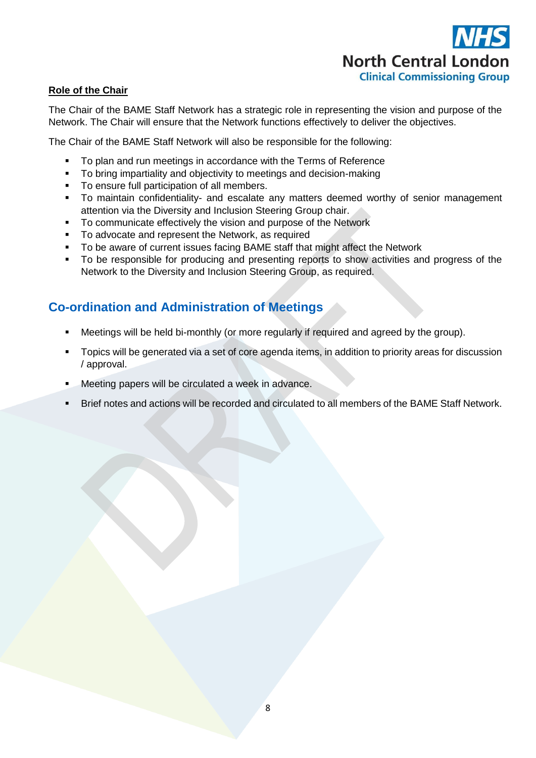**Role of the Chair**

The Chair of the BAME Staff Network has a strategic role in representing the vision and purpose of the Network. The Chair will ensure that the Network functions effectively to deliver the objectives.

The Chair of the BAME Staff Network will also be responsible for the following:

- To plan and run meetings in accordance with the Terms of Reference
- To bring impartiality and objectivity to meetings and decision-making
- To ensure full participation of all members.
- To maintain confidentiality- and escalate any matters deemed worthy of senior management attention via the Diversity and Inclusion Steering Group chair.
- To communicate effectively the vision and purpose of the Network
- To advocate and represent the Network, as required
- To be aware of current issues facing BAME staff that might affect the Network
- To be responsible for producing and presenting reports to show activities and progress of the Network to the Diversity and Inclusion Steering Group, as required.

## Co-ordination and Administration of Meetings

- Meetings will be held bi-monthly (or more regularly if required and agreed by the group).
- Topics will be generated via a set of core agenda items, in addition to priority areas for discussion / approval.
- Meeting papers will be circulated a week in advance.
- Brief notes and actions will be recorded and circulated to all members of the BAME Staff Network.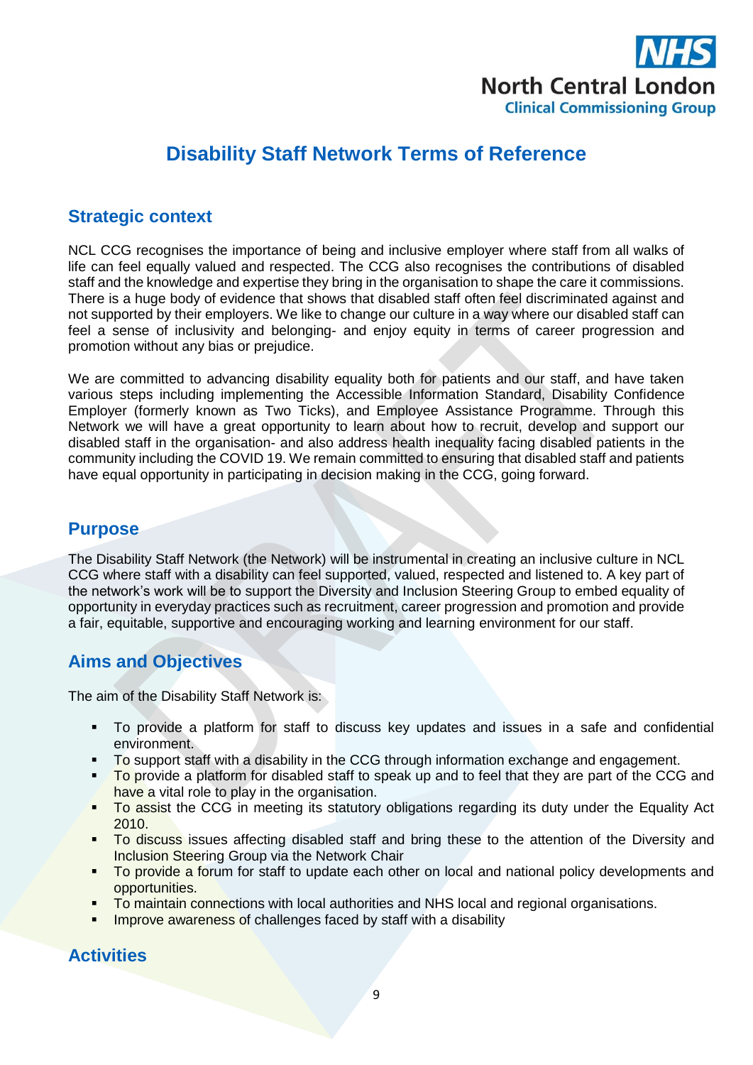# Disability Staff Network Terms of Reference

## Strategic context

NCL CCG recognises the importance of being and inclusive employer where staff from all walks of life can feel equally valued and respected. The CCG also recognises the contributions of disabled staff and the knowledge and expertise they bring in the organisation to shape the care it commissions. There is a huge body of evidence that shows that disabled staff often feel discriminated against and not supported by their employers. We like to change our culture in a way where our disabled staff can feel a sense of inclusivity and belonging- and enjoy equity in terms of career progression and promotion without any bias or prejudice.

We are committed to advancing disability equality both for patients and our staff, and have taken various steps including implementing the Accessible Information Standard, Disability Confidence Employer (formerly known as Two Ticks), and Employee Assistance Programme. Through this Network we will have a great opportunity to learn about how to recruit, develop and support our disabled staff in the organisation- and also address health inequality facing disabled patients in the community including the COVID 19. We remain committed to ensuring that disabled staff and patients have equal opportunity in participating in decision making in the CCG, going forward.

## Purpose

The Disability Staff Network (the Network) will be instrumental in creating an inclusive culture in NCL CCG where staff with a disability can feel supported, valued, respected and listened to. A key part of the network's work will be to support the Diversity and Inclusion Steering Group to embed equality of opportunity in everyday practices such as recruitment, career progression and promotion and provide a fair, equitable, supportive and encouraging working and learning environment for our staff.

## Aims and Objectives

The aim of the Disability Staff Network is:

- To provide a platform for staff to discuss key updates and issues in a safe and confidential environment.
- To support staff with a disability in the CCG through information exchange and engagement.
- To provide a platform for disabled staff to speak up and to feel that they are part of the CCG and have a vital role to play in the organisation.
- To assist the CCG in meeting its statutory obligations regarding its duty under the Equality Act 2010.
- To discuss issues affecting disabled staff and bring these to the attention of the Diversity and Inclusion Steering Group via the Network Chair
- To provide a forum for staff to update each other on local and national policy developments and opportunities.
- To maintain connections with local authorities and NHS local and regional organisations.
- Improve awareness of challenges faced by staff with a disability

## Activities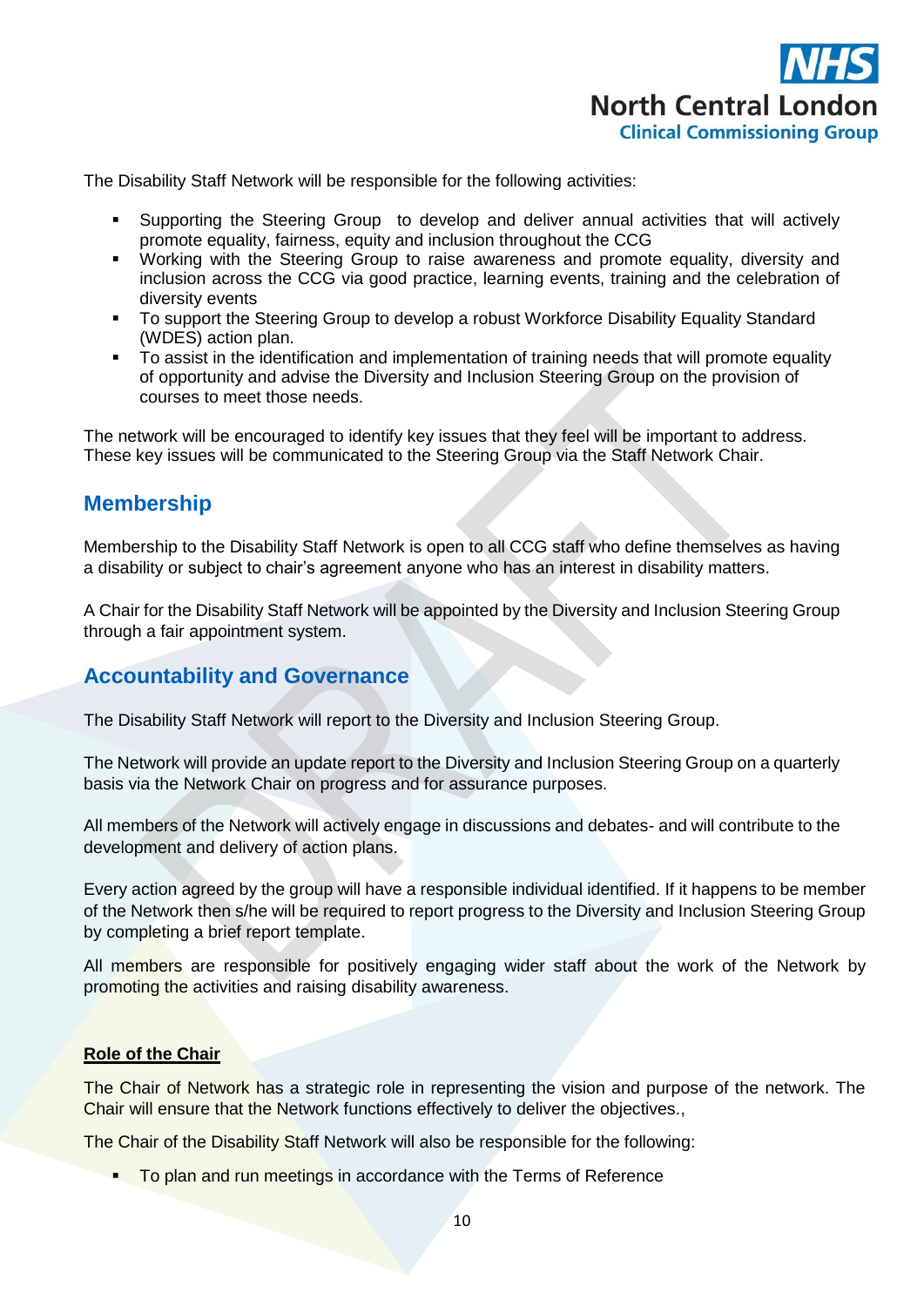The Disability Staff Network will be responsible for the following activities:

- Supporting the Steering Group to develop and deliver annual activities that will actively promote equality, fairness, equity and inclusion throughout the CCG
- Working with the Steering Group to raise awareness and promote equality, diversity and inclusion across the CCG via good practice, learning events, training and the celebration of diversity events
- To support the Steering Group to develop a robust Workforce Disability Equality Standard (WDES) action plan.
- To assist in the identification and implementation of training needs that will promote equality of opportunity and advise the Diversity and Inclusion Steering Group on the provision of courses to meet those needs.

The network will be encouraged to identify key issues that they feel will be important to address. These key issues will be communicated to the Steering Group via the Staff Network Chair.

## Membership

Membership to the Disability Staff Network is open to all CCG staff who define themselves as having a disability or subject to chair's agreement anyone who has an interest in disability matters.

A Chair for the Disability Staff Network will be appointed by the Diversity and Inclusion Steering Group through a fair appointment system.

## Accountability and Governance

The Disability Staff Network will report to the Diversity and Inclusion Steering Group.

The Network will provide an update report to the Diversity and Inclusion Steering Group on a quarterly basis via the Network Chair on progress and for assurance purposes.

All members of the Network will actively engage in discussions and debates- and will contribute to the development and delivery of action plans.

Every action agreed by the group will have a responsible individual identified. If it happens to be member of the Network then s/he will be required to report progress to the Diversity and Inclusion Steering Group by completing a brief report template.

All members are responsible for positively engaging wider staff about the work of the Network by promoting the activities and raising disability awareness.

**Role of the Chair**

The Chair of Network has a strategic role in representing the vision and purpose of the network. The Chair will ensure that the Network functions effectively to deliver the objectives.,

The Chair of the Disability Staff Network will also be responsible for the following:

- To plan and run meetings in accordance with the Terms of Reference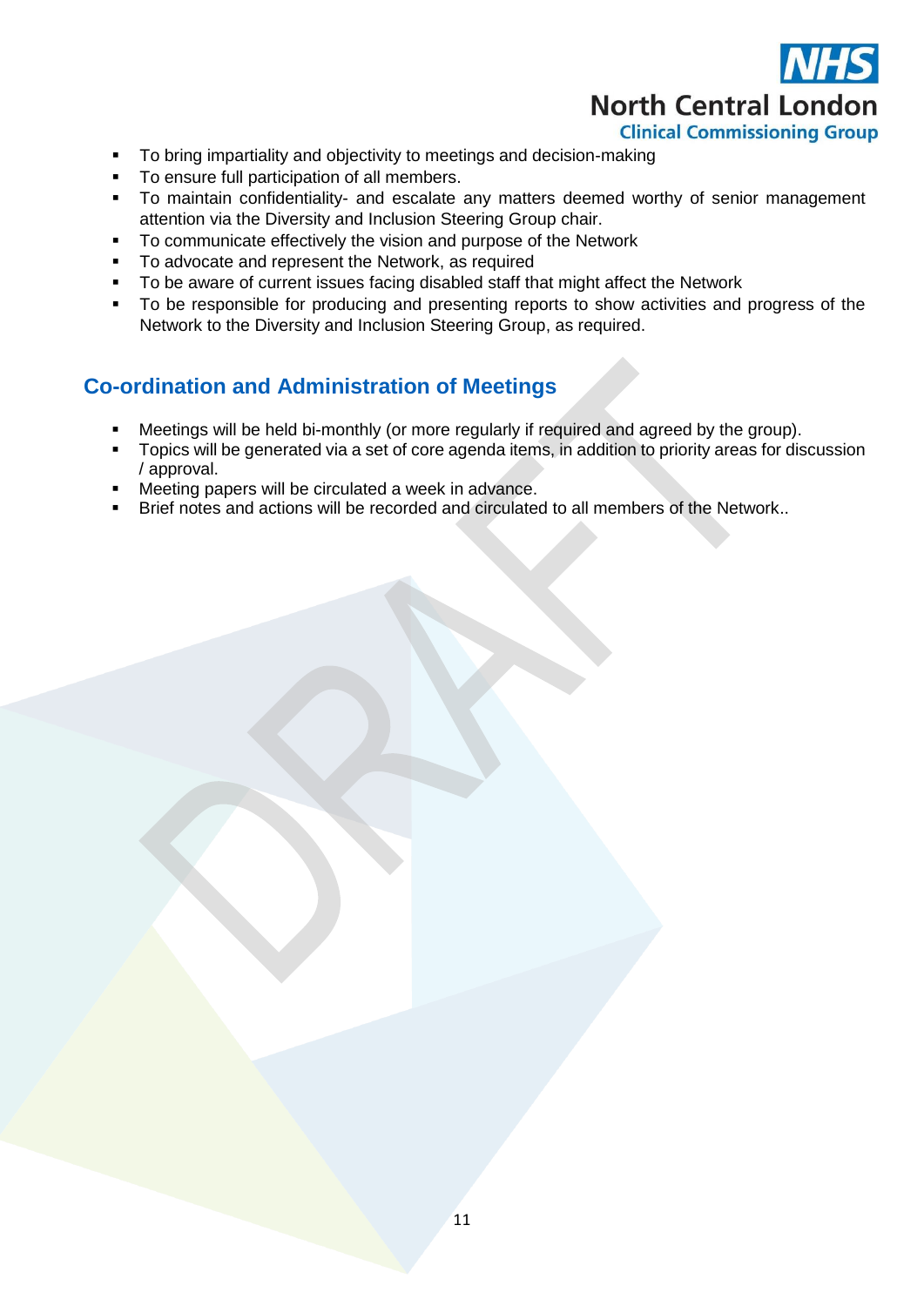- To bring impartiality and objectivity to meetings and decision-making
- To ensure full participation of all members.
- To maintain confidentiality- and escalate any matters deemed worthy of senior management attention via the Diversity and Inclusion Steering Group chair.
- To communicate effectively the vision and purpose of the Network
- To advocate and represent the Network, as required
- To be aware of current issues facing disabled staff that might affect the Network
- To be responsible for producing and presenting reports to show activities and progress of the Network to the Diversity and Inclusion Steering Group, as required.

## Co-ordination and Administration of Meetings

- Meetings will be held bi-monthly (or more regularly if required and agreed by the group).
- Topics will be generated via a set of core agenda items, in addition to priority areas for discussion / approval.
- Meeting papers will be circulated a week in advance.
- Brief notes and actions will be recorded and circulated to all members of the Network..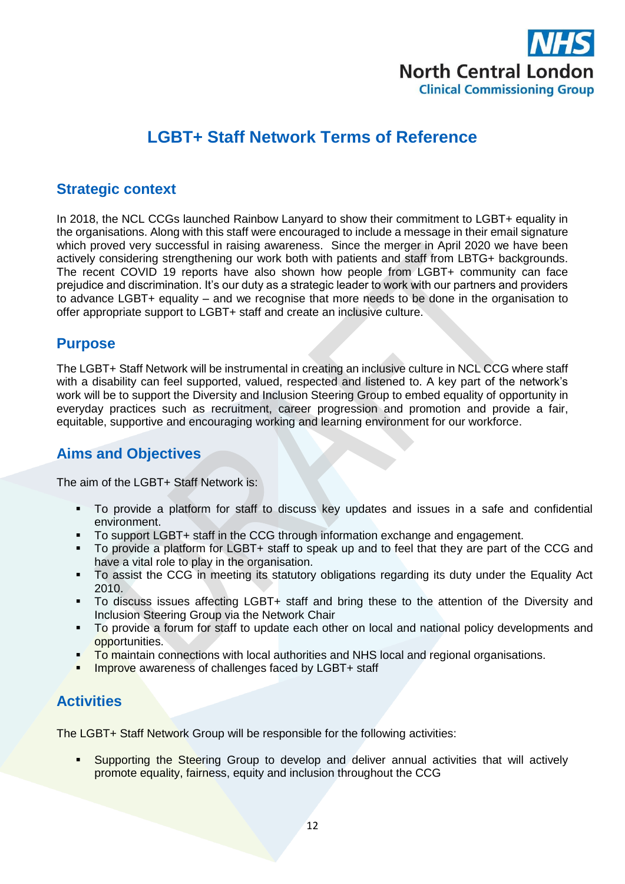NHS
North Central London
Clinical Commissioning Group

# LGBT+ Staff Network Terms of Reference

## Strategic context

In 2018, the NCL CCGs launched Rainbow Lanyard to show their commitment to LGBT+ equality in the organisations. Along with this staff were encouraged to include a message in their email signature which proved very successful in raising awareness.  Since the merger in April 2020 we have been actively considering strengthening our work both with patients and staff from LBTG+ backgrounds. The recent COVID 19 reports have also shown how people from LGBT+ community can face prejudice and discrimination. It's our duty as a strategic leader to work with our partners and providers to advance LGBT+ equality – and we recognise that more needs to be done in the organisation to offer appropriate support to LGBT+ staff and create an inclusive culture.

## Purpose

The LGBT+ Staff Network will be instrumental in creating an inclusive culture in NCL CCG where staff with a disability can feel supported, valued, respected and listened to. A key part of the network's work will be to support the Diversity and Inclusion Steering Group to embed equality of opportunity in everyday practices such as recruitment, career progression and promotion and provide a fair, equitable, supportive and encouraging working and learning environment for our workforce.

## Aims and Objectives

The aim of the LGBT+ Staff Network is:

- To provide a platform for staff to discuss key updates and issues in a safe and confidential environment.
- To support LGBT+ staff in the CCG through information exchange and engagement.
- To provide a platform for LGBT+ staff to speak up and to feel that they are part of the CCG and have a vital role to play in the organisation.
- To assist the CCG in meeting its statutory obligations regarding its duty under the Equality Act 2010.
- To discuss issues affecting LGBT+ staff and bring these to the attention of the Diversity and Inclusion Steering Group via the Network Chair
- To provide a forum for staff to update each other on local and national policy developments and opportunities.
- To maintain connections with local authorities and NHS local and regional organisations.
- Improve awareness of challenges faced by LGBT+ staff

## Activities

The LGBT+ Staff Network Group will be responsible for the following activities:

- Supporting the Steering Group to develop and deliver annual activities that will actively promote equality, fairness, equity and inclusion throughout the CCG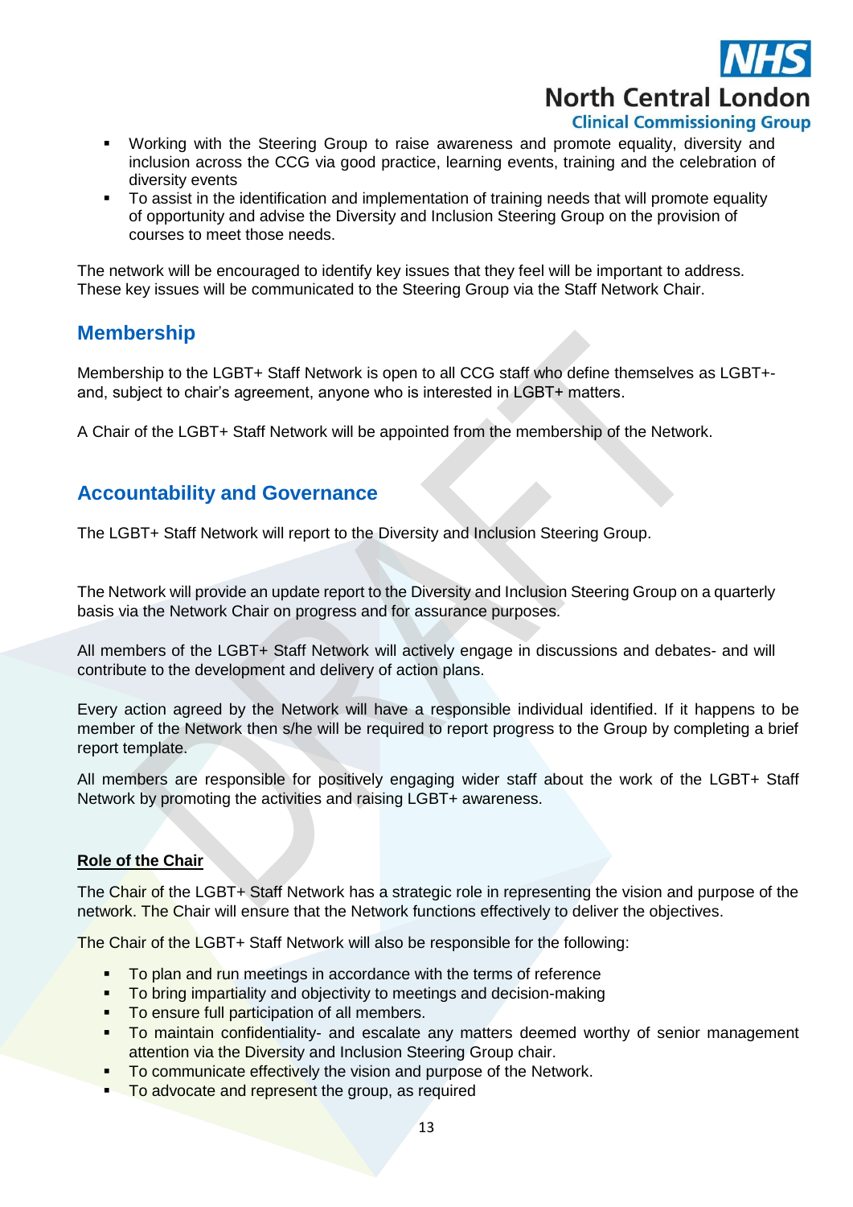- Working with the Steering Group to raise awareness and promote equality, diversity and inclusion across the CCG via good practice, learning events, training and the celebration of diversity events
- To assist in the identification and implementation of training needs that will promote equality of opportunity and advise the Diversity and Inclusion Steering Group on the provision of courses to meet those needs.

The network will be encouraged to identify key issues that they feel will be important to address. These key issues will be communicated to the Steering Group via the Staff Network Chair.

## Membership

Membership to the LGBT+ Staff Network is open to all CCG staff who define themselves as LGBT+- and, subject to chair's agreement, anyone who is interested in LGBT+ matters.

A Chair of the LGBT+ Staff Network will be appointed from the membership of the Network.

## Accountability and Governance

The LGBT+ Staff Network will report to the Diversity and Inclusion Steering Group.

The Network will provide an update report to the Diversity and Inclusion Steering Group on a quarterly basis via the Network Chair on progress and for assurance purposes.

All members of the LGBT+ Staff Network will actively engage in discussions and debates- and will contribute to the development and delivery of action plans.

Every action agreed by the Network will have a responsible individual identified. If it happens to be member of the Network then s/he will be required to report progress to the Group by completing a brief report template.

All members are responsible for positively engaging wider staff about the work of the LGBT+ Staff Network by promoting the activities and raising LGBT+ awareness.

### Role of the Chair

The Chair of the LGBT+ Staff Network has a strategic role in representing the vision and purpose of the network. The Chair will ensure that the Network functions effectively to deliver the objectives.

The Chair of the LGBT+ Staff Network will also be responsible for the following:

- To plan and run meetings in accordance with the terms of reference
- To bring impartiality and objectivity to meetings and decision-making
- To ensure full participation of all members.
- To maintain confidentiality- and escalate any matters deemed worthy of senior management attention via the Diversity and Inclusion Steering Group chair.
- To communicate effectively the vision and purpose of the Network.
- To advocate and represent the group, as required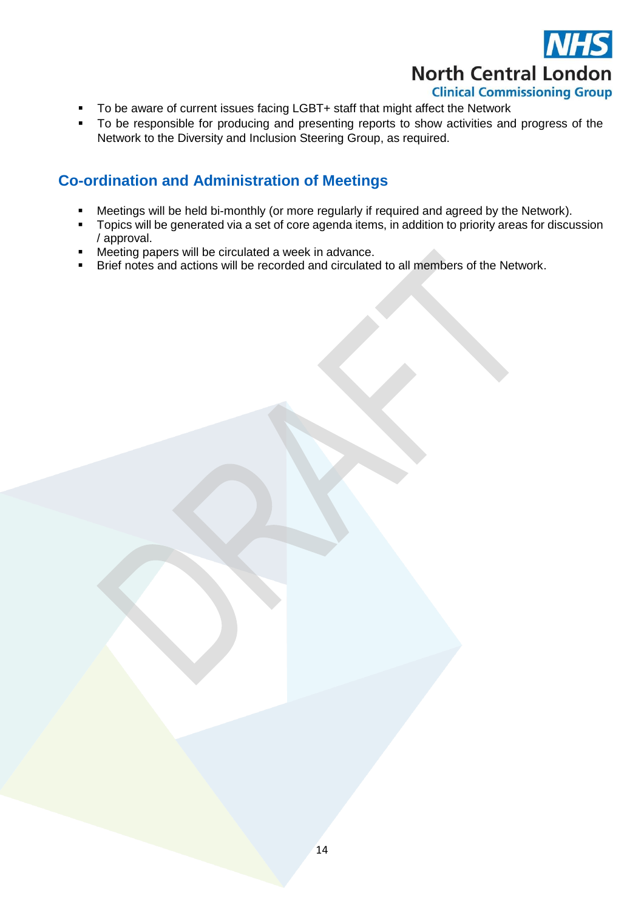- To be aware of current issues facing LGBT+ staff that might affect the Network
- To be responsible for producing and presenting reports to show activities and progress of the Network to the Diversity and Inclusion Steering Group, as required.

## Co-ordination and Administration of Meetings

- Meetings will be held bi-monthly (or more regularly if required and agreed by the Network).
- Topics will be generated via a set of core agenda items, in addition to priority areas for discussion / approval.
- Meeting papers will be circulated a week in advance.
- Brief notes and actions will be recorded and circulated to all members of the Network.